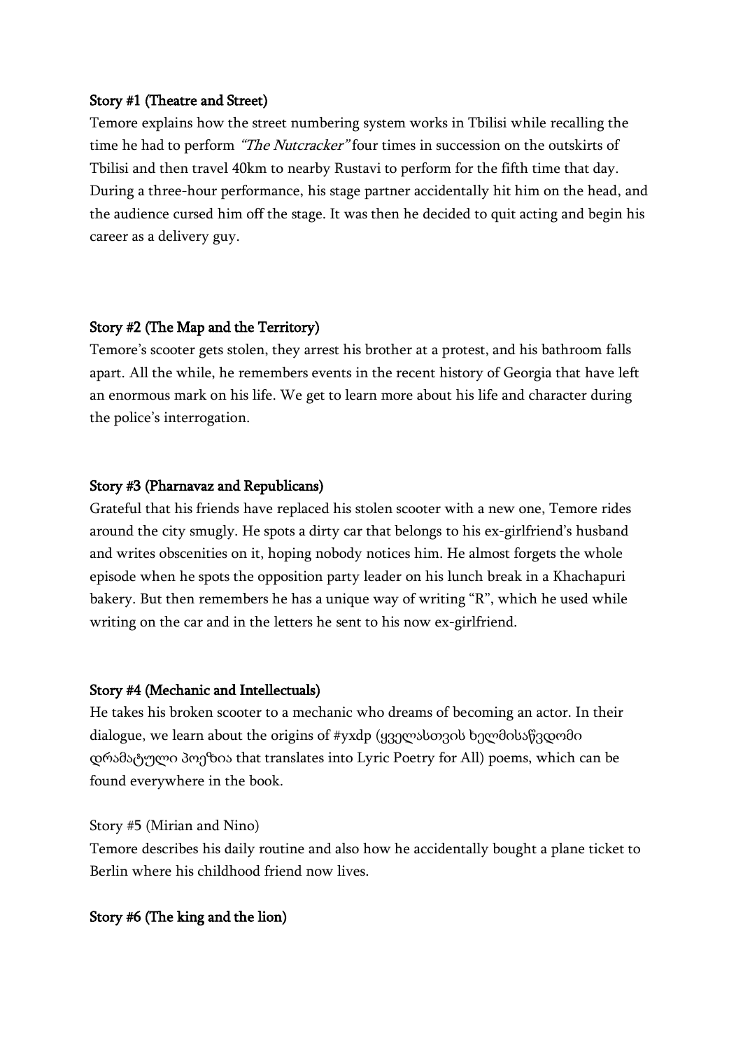**Story #1 (Theatre and Street)**

Temore explains how the street numbering system works in Tbilisi while recalling the time he had to perform *"The Nutcracker"* four times in succession on the outskirts of Tbilisi and then travel 40km to nearby Rustavi to perform for the fifth time that day. During a three-hour performance, his stage partner accidentally hit him on the head, and the audience cursed him off the stage. It was then he decided to quit acting and begin his career as a delivery guy.

**Story #2 (The Map and the Territory)**

Temore's scooter gets stolen, they arrest his brother at a protest, and his bathroom falls apart. All the while, he remembers events in the recent history of Georgia that have left an enormous mark on his life. We get to learn more about his life and character during the police's interrogation.

**Story #3 (Pharnavaz and Republicans)**

Grateful that his friends have replaced his stolen scooter with a new one, Temore rides around the city smugly. He spots a dirty car that belongs to his ex-girlfriend's husband and writes obscenities on it, hoping nobody notices him. He almost forgets the whole episode when he spots the opposition party leader on his lunch break in a Khachapuri bakery. But then remembers he has a unique way of writing "R", which he used while writing on the car and in the letters he sent to his now ex-girlfriend.

**Story #4 (Mechanic and Intellectuals)**

He takes his broken scooter to a mechanic who dreams of becoming an actor. In their dialogue, we learn about the origins of #yxdp (ყველასთვის ხელმისაწვდომი დრამატული პოეზია that translates into Lyric Poetry for All) poems, which can be found everywhere in the book.

Story #5 (Mirian and Nino)

Temore describes his daily routine and also how he accidentally bought a plane ticket to Berlin where his childhood friend now lives.

**Story #6 (The king and the lion)**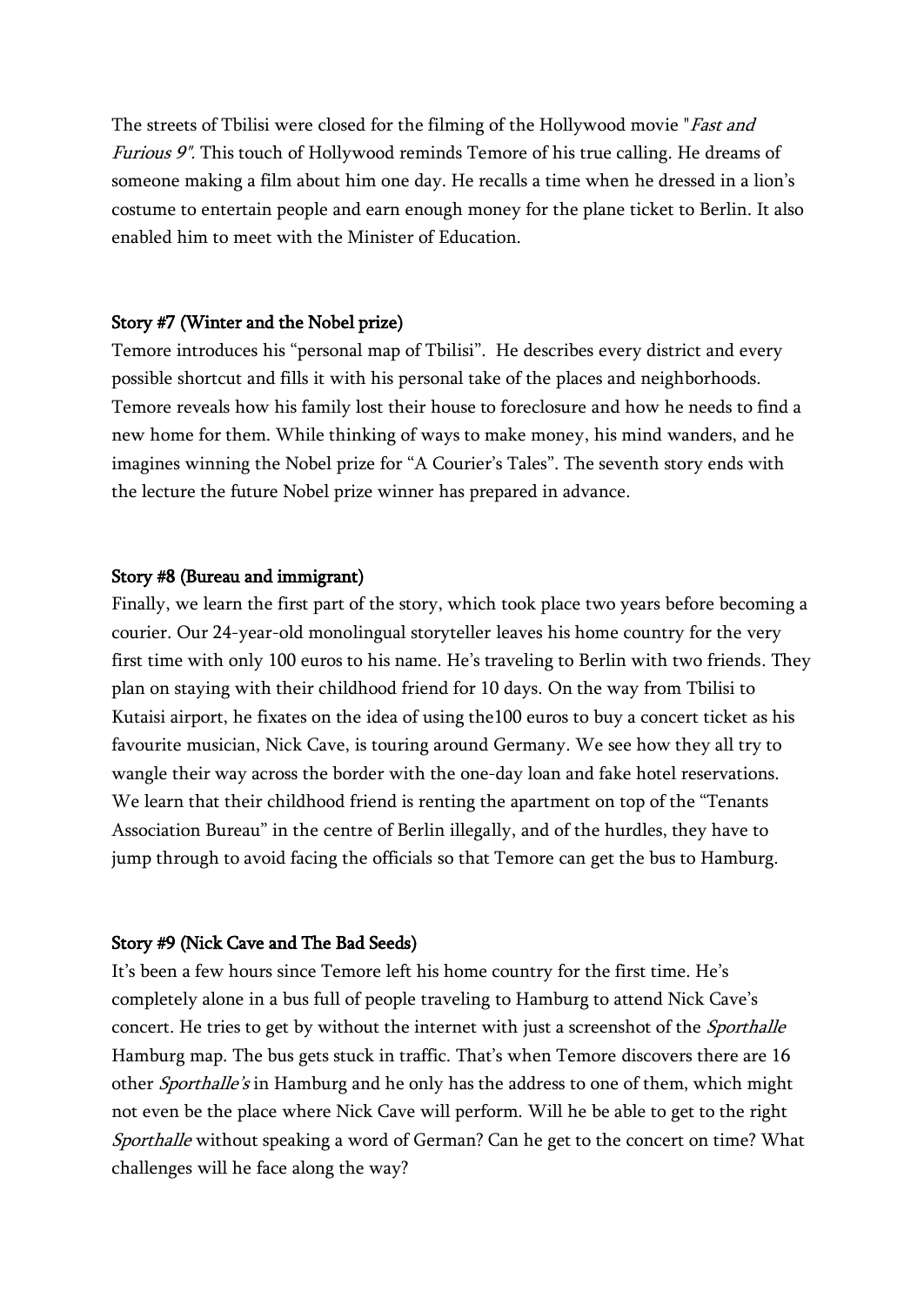The streets of Tbilisi were closed for the filming of the Hollywood movie "*Fast and Furious 9"*. This touch of Hollywood reminds Temore of his true calling. He dreams of someone making a film about him one day. He recalls a time when he dressed in a lion's costume to entertain people and earn enough money for the plane ticket to Berlin. It also enabled him to meet with the Minister of Education.

### Story #7 (Winter and the Nobel prize)

Temore introduces his "personal map of Tbilisi". He describes every district and every possible shortcut and fills it with his personal take of the places and neighborhoods. Temore reveals how his family lost their house to foreclosure and how he needs to find a new home for them. While thinking of ways to make money, his mind wanders, and he imagines winning the Nobel prize for "A Courier's Tales". The seventh story ends with the lecture the future Nobel prize winner has prepared in advance.

### Story #8 (Bureau and immigrant)

Finally, we learn the first part of the story, which took place two years before becoming a courier. Our 24-year-old monolingual storyteller leaves his home country for the very first time with only 100 euros to his name. He's traveling to Berlin with two friends. They plan on staying with their childhood friend for 10 days. On the way from Tbilisi to Kutaisi airport, he fixates on the idea of using the100 euros to buy a concert ticket as his favourite musician, Nick Cave, is touring around Germany. We see how they all try to wangle their way across the border with the one-day loan and fake hotel reservations. We learn that their childhood friend is renting the apartment on top of the "Tenants Association Bureau" in the centre of Berlin illegally, and of the hurdles, they have to jump through to avoid facing the officials so that Temore can get the bus to Hamburg.

### Story #9 (Nick Cave and The Bad Seeds)

It's been a few hours since Temore left his home country for the first time. He's completely alone in a bus full of people traveling to Hamburg to attend Nick Cave's concert. He tries to get by without the internet with just a screenshot of the *Sporthalle* Hamburg map. The bus gets stuck in traffic. That's when Temore discovers there are 16 other *Sporthalle's* in Hamburg and he only has the address to one of them, which might not even be the place where Nick Cave will perform. Will he be able to get to the right *Sporthalle* without speaking a word of German? Can he get to the concert on time? What challenges will he face along the way?